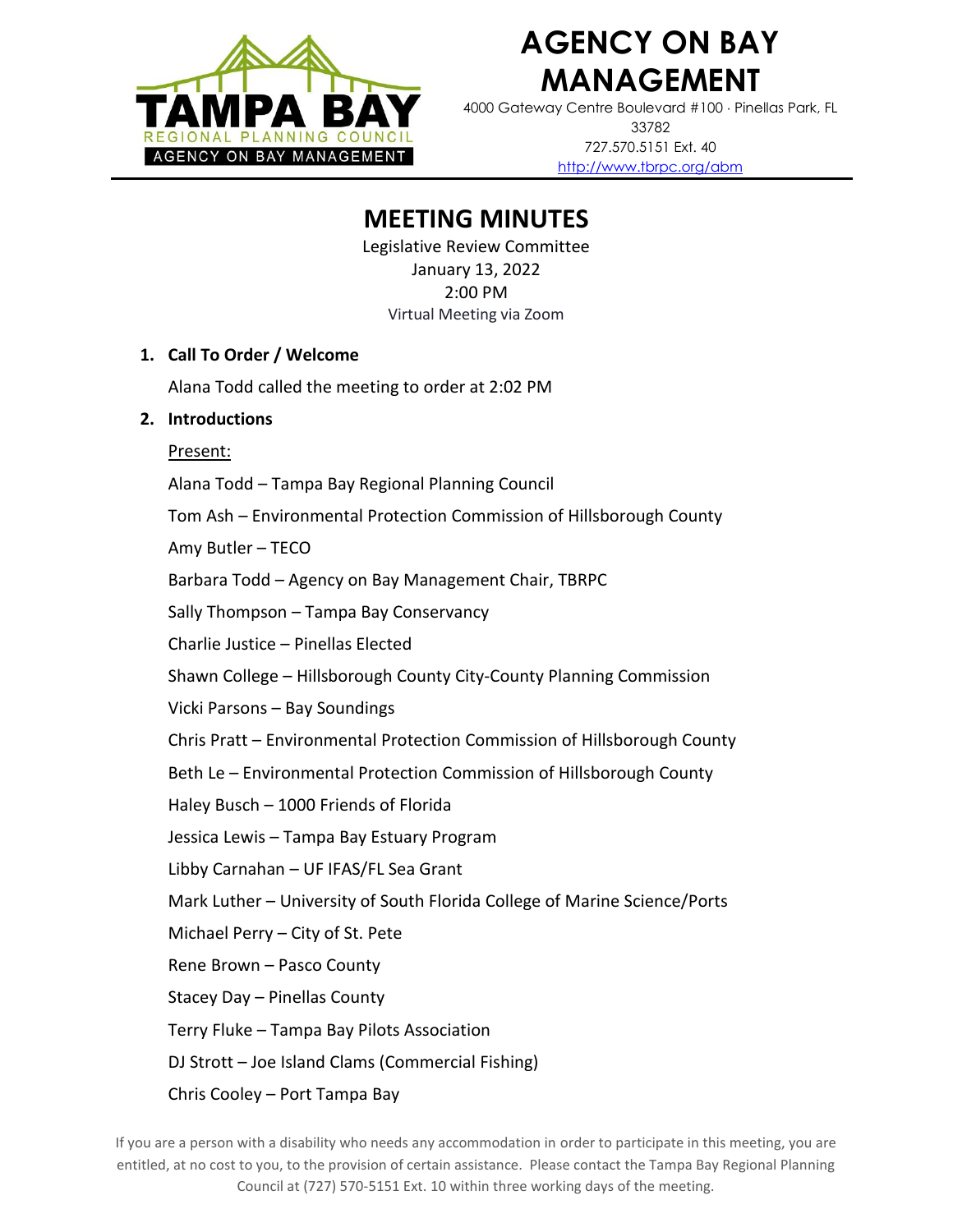# AGENCY ON BAY MANAGEMENT

4000 Gateway Centre Boulevard #100 · Pinellas Park, FL 33782
727.570.5151 Ext. 40
http://www.tbrpc.org/abm

## MEETING MINUTES

Legislative Review Committee
January 13, 2022
2:00 PM
Virtual Meeting via Zoom

1. **Call To Order / Welcome**

   Alana Todd called the meeting to order at 2:02 PM

2. **Introductions**

   Present:

   Alana Todd – Tampa Bay Regional Planning Council

   Tom Ash – Environmental Protection Commission of Hillsborough County

   Amy Butler – TECO

   Barbara Todd – Agency on Bay Management Chair, TBRPC

   Sally Thompson – Tampa Bay Conservancy

   Charlie Justice – Pinellas Elected

   Shawn College – Hillsborough County City-County Planning Commission

   Vicki Parsons – Bay Soundings

   Chris Pratt – Environmental Protection Commission of Hillsborough County

   Beth Le – Environmental Protection Commission of Hillsborough County

   Haley Busch – 1000 Friends of Florida

   Jessica Lewis – Tampa Bay Estuary Program

   Libby Carnahan – UF IFAS/FL Sea Grant

   Mark Luther – University of South Florida College of Marine Science/Ports

   Michael Perry – City of St. Pete

   Rene Brown – Pasco County

   Stacey Day – Pinellas County

   Terry Fluke – Tampa Bay Pilots Association

   DJ Strott – Joe Island Clams (Commercial Fishing)

   Chris Cooley – Port Tampa Bay

If you are a person with a disability who needs any accommodation in order to participate in this meeting, you are entitled, at no cost to you, to the provision of certain assistance. Please contact the Tampa Bay Regional Planning Council at (727) 570-5151 Ext. 10 within three working days of the meeting.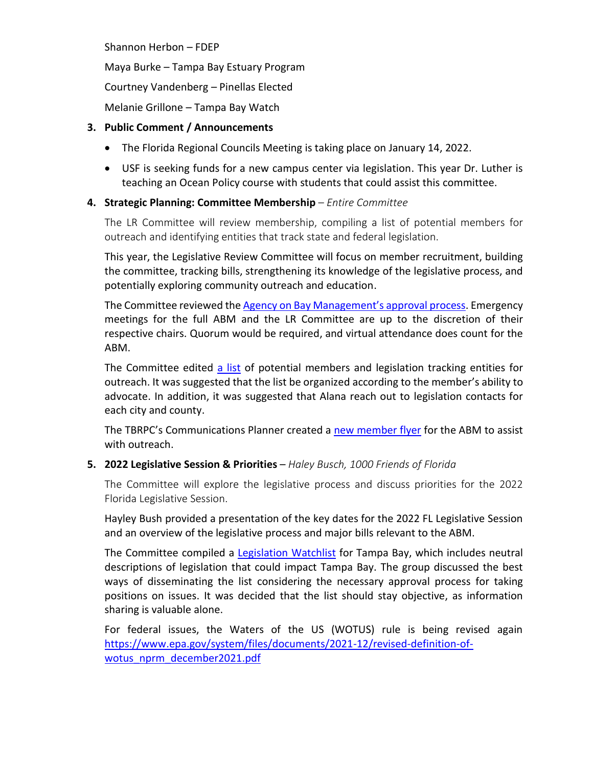Shannon Herbon – FDEP

Maya Burke – Tampa Bay Estuary Program

Courtney Vandenberg – Pinellas Elected

Melanie Grillone – Tampa Bay Watch

**3. Public Comment / Announcements**

- The Florida Regional Councils Meeting is taking place on January 14, 2022.
- USF is seeking funds for a new campus center via legislation. This year Dr. Luther is teaching an Ocean Policy course with students that could assist this committee.

**4. Strategic Planning: Committee Membership** – *Entire Committee*

The LR Committee will review membership, compiling a list of potential members for outreach and identifying entities that track state and federal legislation.

This year, the Legislative Review Committee will focus on member recruitment, building the committee, tracking bills, strengthening its knowledge of the legislative process, and potentially exploring community outreach and education.

The Committee reviewed the [Agency on Bay Management's approval process](). Emergency meetings for the full ABM and the LR Committee are up to the discretion of their respective chairs. Quorum would be required, and virtual attendance does count for the ABM.

The Committee edited [a list]() of potential members and legislation tracking entities for outreach. It was suggested that the list be organized according to the member's ability to advocate. In addition, it was suggested that Alana reach out to legislation contacts for each city and county.

The TBRPC's Communications Planner created a [new member flyer]() for the ABM to assist with outreach.

**5. 2022 Legislative Session & Priorities** – *Haley Busch, 1000 Friends of Florida*

The Committee will explore the legislative process and discuss priorities for the 2022 Florida Legislative Session.

Hayley Bush provided a presentation of the key dates for the 2022 FL Legislative Session and an overview of the legislative process and major bills relevant to the ABM.

The Committee compiled a [Legislation Watchlist]() for Tampa Bay, which includes neutral descriptions of legislation that could impact Tampa Bay. The group discussed the best ways of disseminating the list considering the necessary approval process for taking positions on issues. It was decided that the list should stay objective, as information sharing is valuable alone.

For federal issues, the Waters of the US (WOTUS) rule is being revised again https://www.epa.gov/system/files/documents/2021-12/revised-definition-of-wotus_nprm_december2021.pdf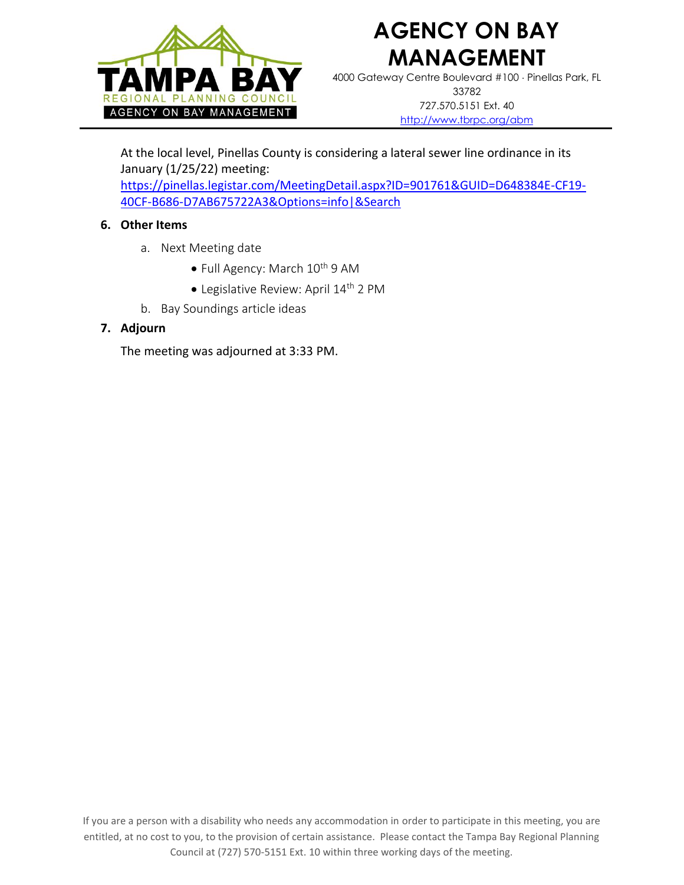At the local level, Pinellas County is considering a lateral sewer line ordinance in its January (1/25/22) meeting: https://pinellas.legistar.com/MeetingDetail.aspx?ID=901761&GUID=D648384E-CF19-40CF-B686-D7AB675722A3&Options=info|&Search

**6. Other Items**

a. Next Meeting date

- Full Agency: March 10th 9 AM
- Legislative Review: April 14th 2 PM

b. Bay Soundings article ideas

**7. Adjourn**

The meeting was adjourned at 3:33 PM.

If you are a person with a disability who needs any accommodation in order to participate in this meeting, you are entitled, at no cost to you, to the provision of certain assistance. Please contact the Tampa Bay Regional Planning Council at (727) 570-5151 Ext. 10 within three working days of the meeting.